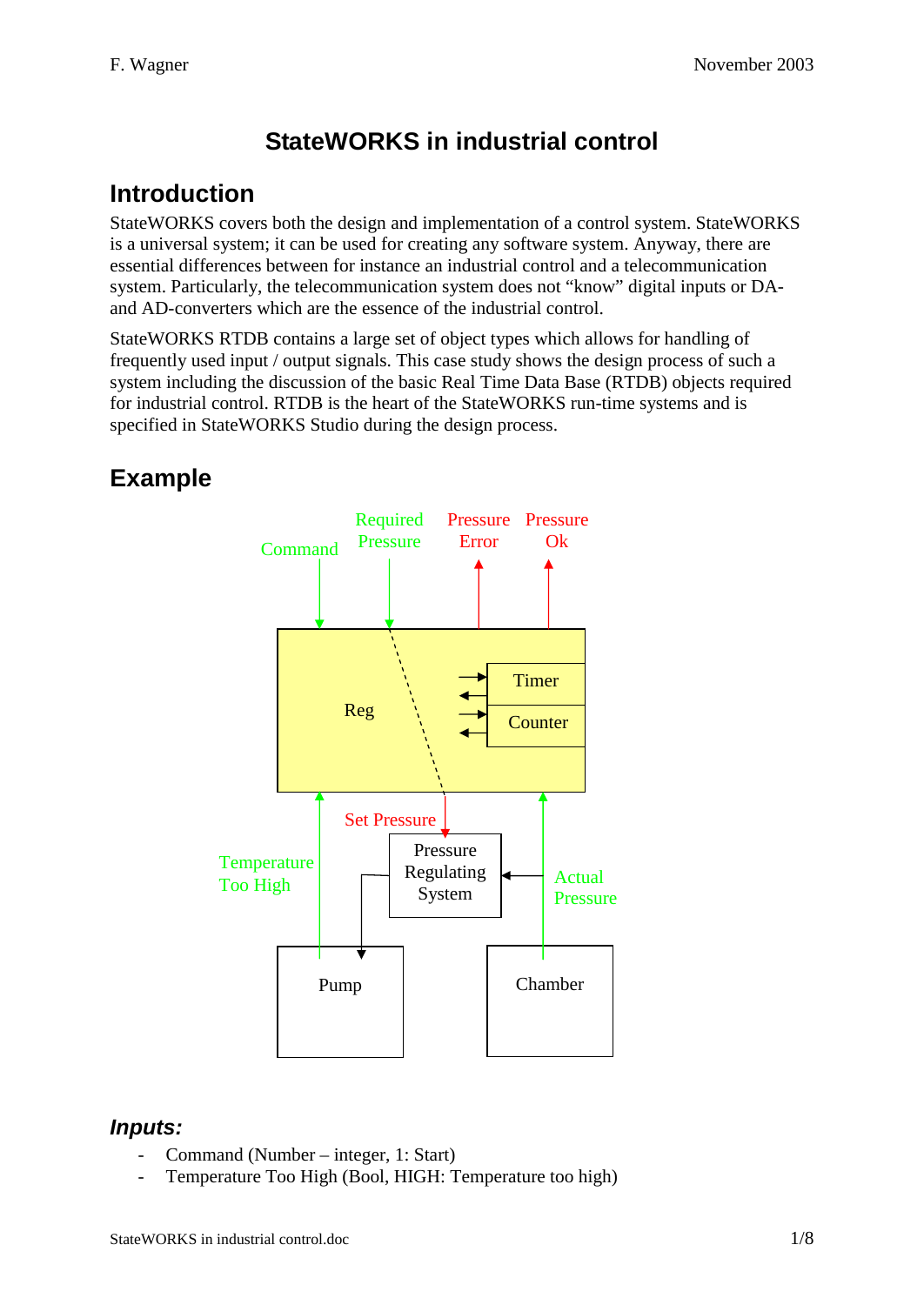# StateWORKS in industrial control

## Introduction

StateWORKS covers both the design and implementation of a control system. StateWORKS is a universal system; it can be used for creating any software system. Anyway, there are essential differences between for instance an industrial control and a telecommunication system. Particularly, the telecommunication system does not "know" digital inputs or DA- and AD-converters which are the essence of the industrial control.

StateWORKS RTDB contains a large set of object types which allows for handling of frequently used input / output signals. This case study shows the design process of such a system including the discussion of the basic Real Time Data Base (RTDB) objects required for industrial control. RTDB is the heart of the StateWORKS run-time systems and is specified in StateWORKS Studio during the design process.

## Example

### *Inputs:*

- Command (Number – integer, 1: Start)
- Temperature Too High (Bool, HIGH: Temperature too high)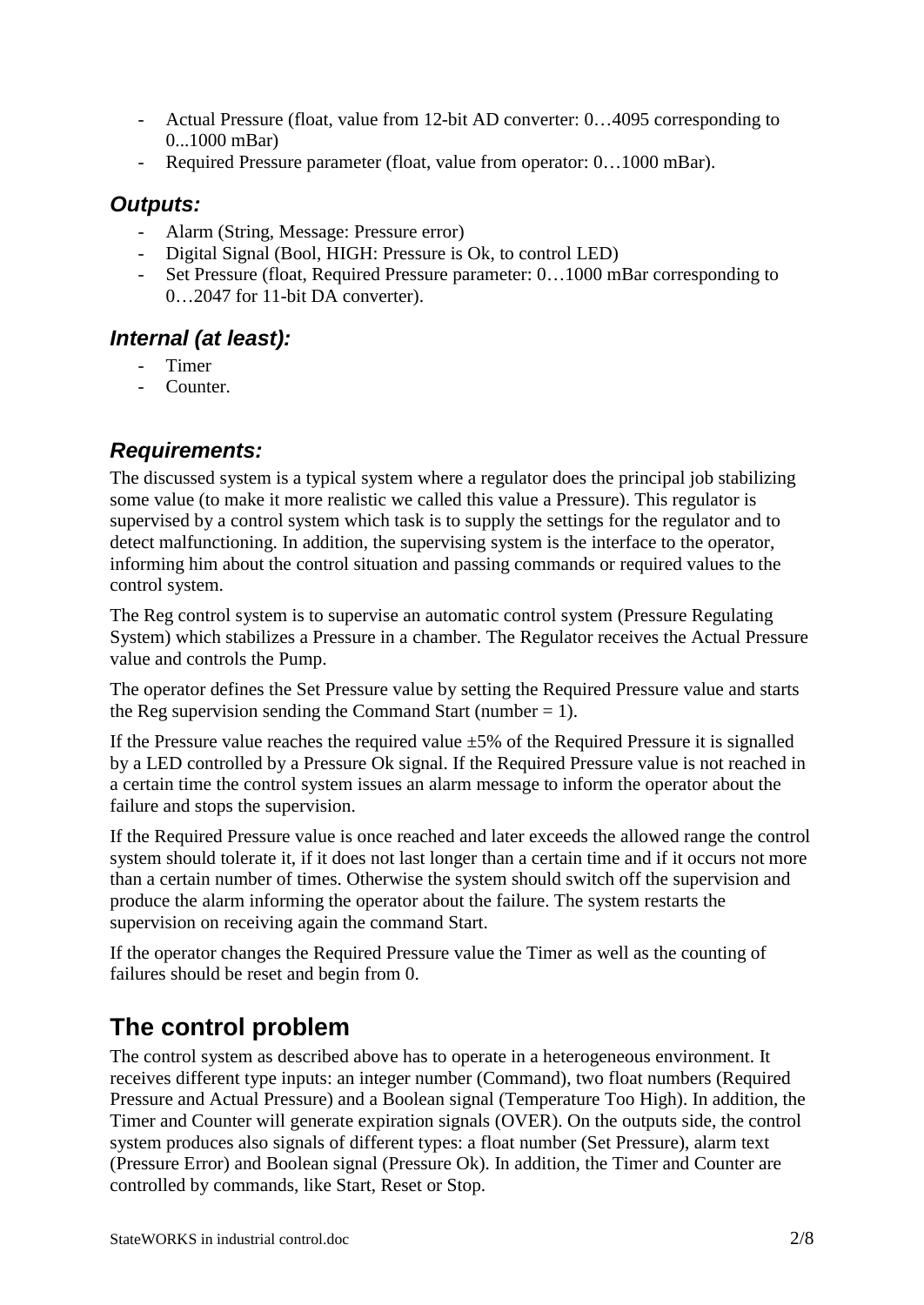- Actual Pressure (float, value from 12-bit AD converter: 0…4095 corresponding to 0...1000 mBar)
- Required Pressure parameter (float, value from operator: 0…1000 mBar).

### *Outputs:*

- Alarm (String, Message: Pressure error)
- Digital Signal (Bool, HIGH: Pressure is Ok, to control LED)
- Set Pressure (float, Required Pressure parameter: 0…1000 mBar corresponding to 0…2047 for 11-bit DA converter).

### *Internal (at least):*

- Timer
- Counter.

### *Requirements:*

The discussed system is a typical system where a regulator does the principal job stabilizing some value (to make it more realistic we called this value a Pressure). This regulator is supervised by a control system which task is to supply the settings for the regulator and to detect malfunctioning. In addition, the supervising system is the interface to the operator, informing him about the control situation and passing commands or required values to the control system.

The Reg control system is to supervise an automatic control system (Pressure Regulating System) which stabilizes a Pressure in a chamber. The Regulator receives the Actual Pressure value and controls the Pump.

The operator defines the Set Pressure value by setting the Required Pressure value and starts the Reg supervision sending the Command Start (number = 1).

If the Pressure value reaches the required value ±5% of the Required Pressure it is signalled by a LED controlled by a Pressure Ok signal. If the Required Pressure value is not reached in a certain time the control system issues an alarm message to inform the operator about the failure and stops the supervision.

If the Required Pressure value is once reached and later exceeds the allowed range the control system should tolerate it, if it does not last longer than a certain time and if it occurs not more than a certain number of times. Otherwise the system should switch off the supervision and produce the alarm informing the operator about the failure. The system restarts the supervision on receiving again the command Start.

If the operator changes the Required Pressure value the Timer as well as the counting of failures should be reset and begin from 0.

## The control problem

The control system as described above has to operate in a heterogeneous environment. It receives different type inputs: an integer number (Command), two float numbers (Required Pressure and Actual Pressure) and a Boolean signal (Temperature Too High). In addition, the Timer and Counter will generate expiration signals (OVER). On the outputs side, the control system produces also signals of different types: a float number (Set Pressure), alarm text (Pressure Error) and Boolean signal (Pressure Ok). In addition, the Timer and Counter are controlled by commands, like Start, Reset or Stop.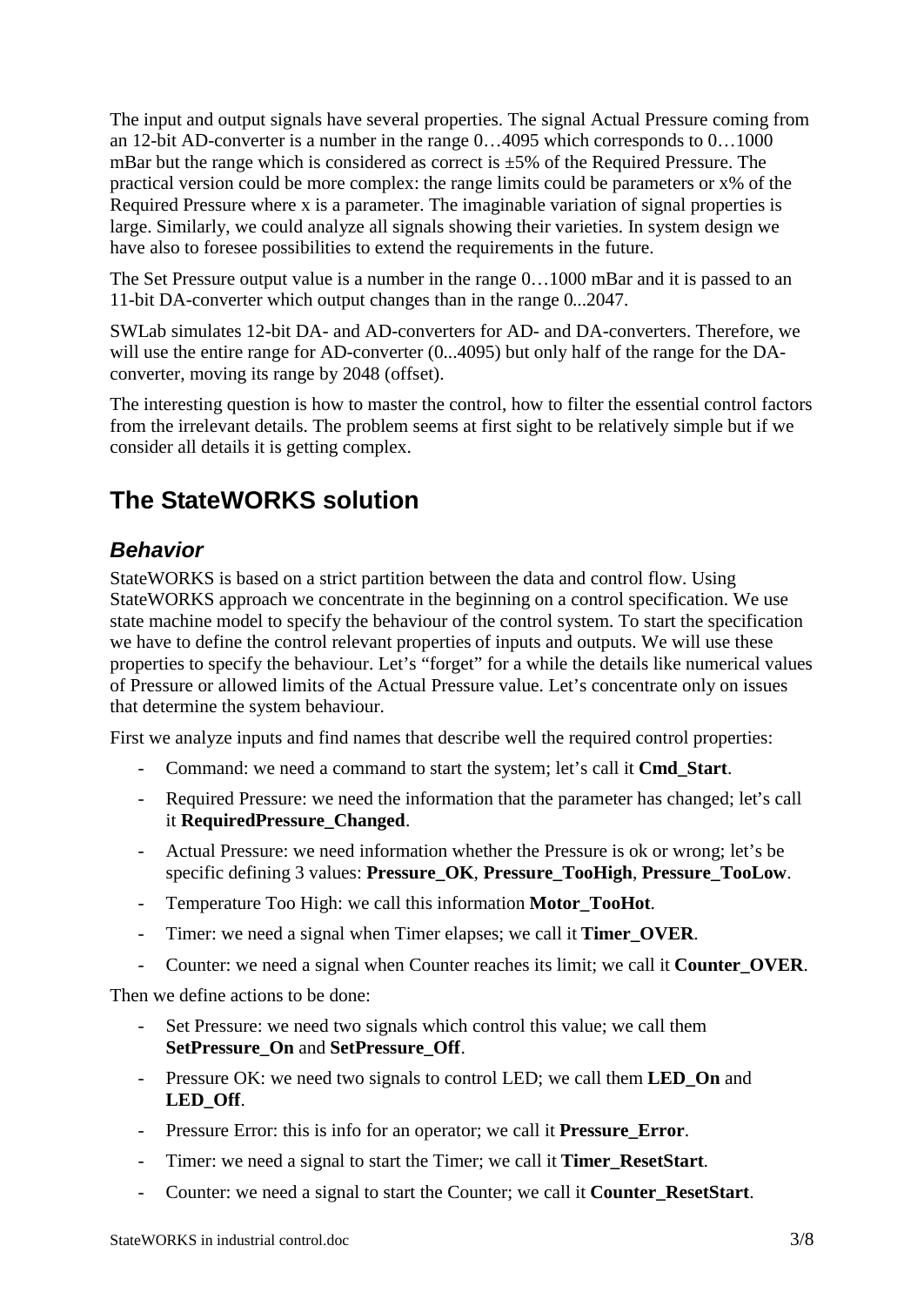The input and output signals have several properties. The signal Actual Pressure coming from an 12-bit AD-converter is a number in the range 0…4095 which corresponds to 0…1000 mBar but the range which is considered as correct is ±5% of the Required Pressure. The practical version could be more complex: the range limits could be parameters or x% of the Required Pressure where x is a parameter. The imaginable variation of signal properties is large. Similarly, we could analyze all signals showing their varieties. In system design we have also to foresee possibilities to extend the requirements in the future.

The Set Pressure output value is a number in the range 0…1000 mBar and it is passed to an 11-bit DA-converter which output changes than in the range 0...2047.

SWLab simulates 12-bit DA- and AD-converters for AD- and DA-converters. Therefore, we will use the entire range for AD-converter (0...4095) but only half of the range for the DA-converter, moving its range by 2048 (offset).

The interesting question is how to master the control, how to filter the essential control factors from the irrelevant details. The problem seems at first sight to be relatively simple but if we consider all details it is getting complex.

## The StateWORKS solution

### *Behavior*

StateWORKS is based on a strict partition between the data and control flow. Using StateWORKS approach we concentrate in the beginning on a control specification. We use state machine model to specify the behaviour of the control system. To start the specification we have to define the control relevant properties of inputs and outputs. We will use these properties to specify the behaviour. Let's "forget" for a while the details like numerical values of Pressure or allowed limits of the Actual Pressure value. Let's concentrate only on issues that determine the system behaviour.

First we analyze inputs and find names that describe well the required control properties:

- Command: we need a command to start the system; let's call it **Cmd_Start**.
- Required Pressure: we need the information that the parameter has changed; let's call it **RequiredPressure_Changed**.
- Actual Pressure: we need information whether the Pressure is ok or wrong; let's be specific defining 3 values: **Pressure_OK**, **Pressure_TooHigh**, **Pressure_TooLow**.
- Temperature Too High: we call this information **Motor_TooHot**.
- Timer: we need a signal when Timer elapses; we call it **Timer_OVER**.
- Counter: we need a signal when Counter reaches its limit; we call it **Counter_OVER**.

Then we define actions to be done:

- Set Pressure: we need two signals which control this value; we call them **SetPressure_On** and **SetPressure_Off**.
- Pressure OK: we need two signals to control LED; we call them **LED_On** and **LED_Off**.
- Pressure Error: this is info for an operator; we call it **Pressure_Error**.
- Timer: we need a signal to start the Timer; we call it **Timer_ResetStart**.
- Counter: we need a signal to start the Counter; we call it **Counter_ResetStart**.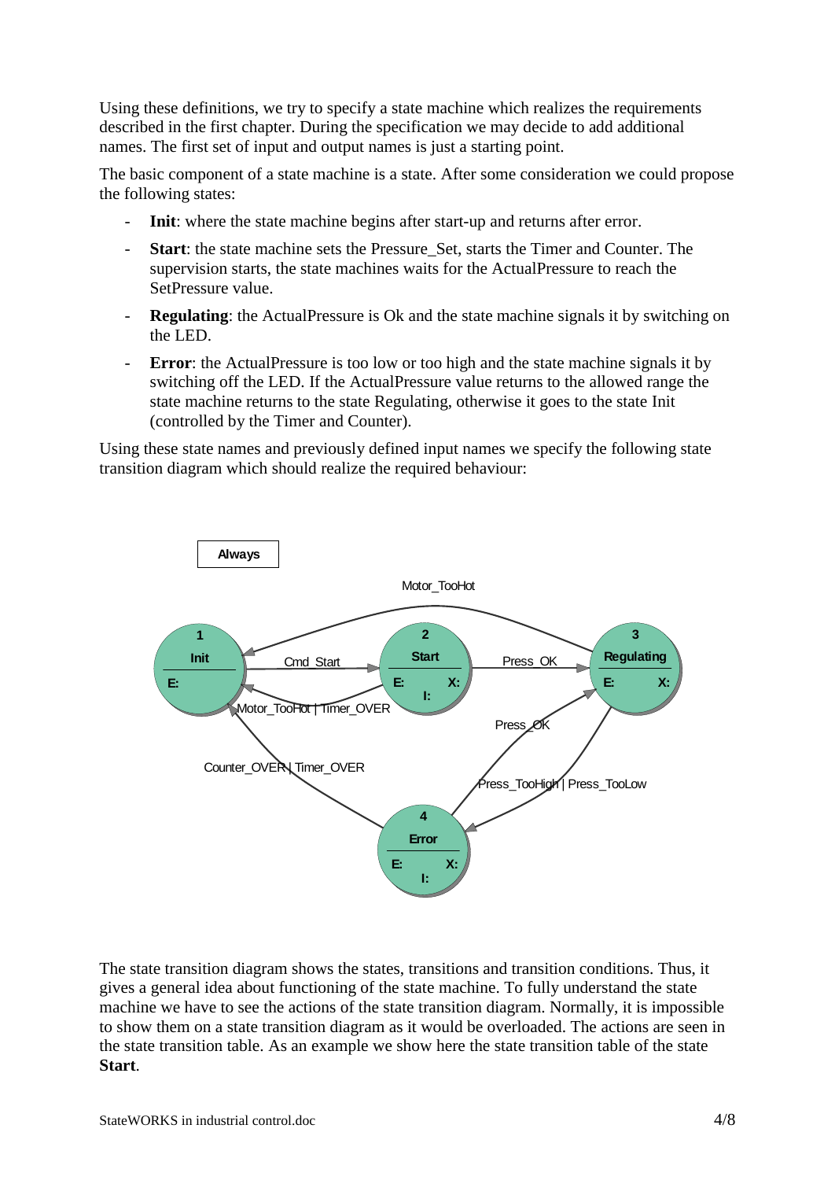Using these definitions, we try to specify a state machine which realizes the requirements described in the first chapter. During the specification we may decide to add additional names. The first set of input and output names is just a starting point.

The basic component of a state machine is a state. After some consideration we could propose the following states:

- **Init**: where the state machine begins after start-up and returns after error.
- **Start**: the state machine sets the Pressure_Set, starts the Timer and Counter. The supervision starts, the state machines waits for the ActualPressure to reach the SetPressure value.
- **Regulating**: the ActualPressure is Ok and the state machine signals it by switching on the LED.
- **Error**: the ActualPressure is too low or too high and the state machine signals it by switching off the LED. If the ActualPressure value returns to the allowed range the state machine returns to the state Regulating, otherwise it goes to the state Init (controlled by the Timer and Counter).

Using these state names and previously defined input names we specify the following state transition diagram which should realize the required behaviour:

Always

Motor_TooHot

1 Init E:

Cmd_Start

2 Start E: X: I:

Press_OK

3 Regulating E: X:

Motor_TooHot | Timer_OVER

Press_OK

Counter_OVER | Timer_OVER

Press_TooHigh | Press_TooLow

4 Error E: X: I:

The state transition diagram shows the states, transitions and transition conditions. Thus, it gives a general idea about functioning of the state machine. To fully understand the state machine we have to see the actions of the state transition diagram. Normally, it is impossible to show them on a state transition diagram as it would be overloaded. The actions are seen in the state transition table. As an example we show here the state transition table of the state **Start**.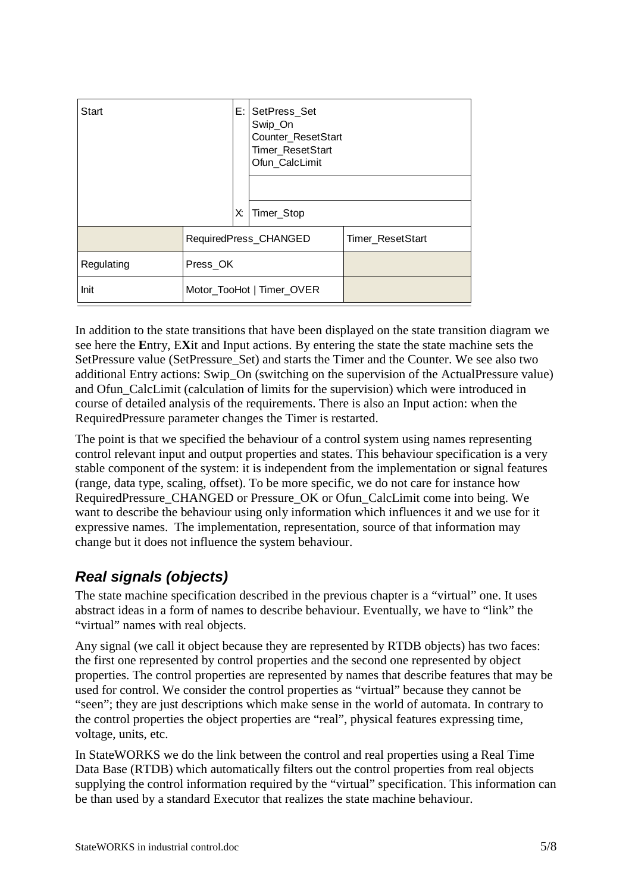| Start | | E: | SetPress_Set<br>Swip_On<br>Counter_ResetStart<br>Timer_ResetStart<br>Ofun_CalcLimit | |
|---|---|---|---|---|
| | | | | |
| | | X: | Timer_Stop | |
| | RequiredPress_CHANGED | | | Timer_ResetStart |
| Regulating | Press_OK | | | |
| Init | Motor_TooHot \| Timer_OVER | | | |

In addition to the state transitions that have been displayed on the state transition diagram we see here the **E**ntry, E**X**it and Input actions. By entering the state the state machine sets the SetPressure value (SetPressure_Set) and starts the Timer and the Counter. We see also two additional Entry actions: Swip_On (switching on the supervision of the ActualPressure value) and Ofun_CalcLimit (calculation of limits for the supervision) which were introduced in course of detailed analysis of the requirements. There is also an Input action: when the RequiredPressure parameter changes the Timer is restarted.

The point is that we specified the behaviour of a control system using names representing control relevant input and output properties and states. This behaviour specification is a very stable component of the system: it is independent from the implementation or signal features (range, data type, scaling, offset). To be more specific, we do not care for instance how RequiredPressure_CHANGED or Pressure_OK or Ofun_CalcLimit come into being. We want to describe the behaviour using only information which influences it and we use for it expressive names. The implementation, representation, source of that information may change but it does not influence the system behaviour.

## *Real signals (objects)*

The state machine specification described in the previous chapter is a "virtual" one. It uses abstract ideas in a form of names to describe behaviour. Eventually, we have to "link" the "virtual" names with real objects.

Any signal (we call it object because they are represented by RTDB objects) has two faces: the first one represented by control properties and the second one represented by object properties. The control properties are represented by names that describe features that may be used for control. We consider the control properties as "virtual" because they cannot be "seen"; they are just descriptions which make sense in the world of automata. In contrary to the control properties the object properties are "real", physical features expressing time, voltage, units, etc.

In StateWORKS we do the link between the control and real properties using a Real Time Data Base (RTDB) which automatically filters out the control properties from real objects supplying the control information required by the "virtual" specification. This information can be than used by a standard Executor that realizes the state machine behaviour.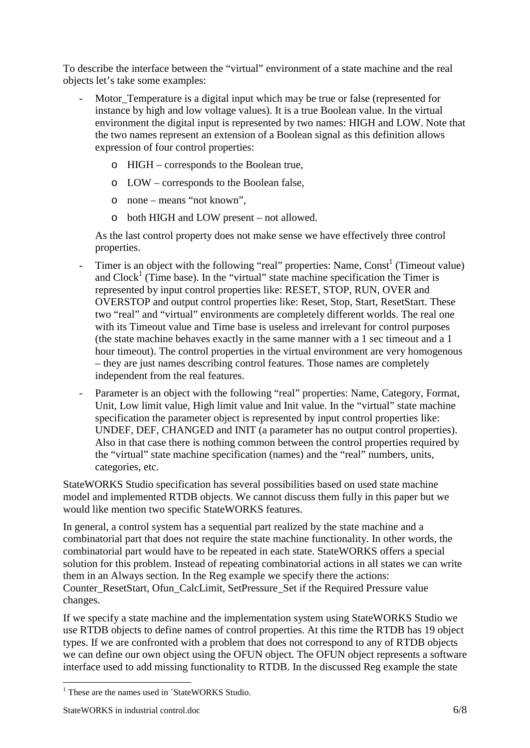To describe the interface between the "virtual" environment of a state machine and the real objects let's take some examples:

- Motor_Temperature is a digital input which may be true or false (represented for instance by high and low voltage values). It is a true Boolean value. In the virtual environment the digital input is represented by two names: HIGH and LOW. Note that the two names represent an extension of a Boolean signal as this definition allows expression of four control properties:
    - HIGH – corresponds to the Boolean true,
    - LOW – corresponds to the Boolean false,
    - none – means "not known",
    - both HIGH and LOW present – not allowed.

  As the last control property does not make sense we have effectively three control properties.

- Timer is an object with the following "real" properties: Name, Const[1] (Timeout value) and Clock[1] (Time base). In the "virtual" state machine specification the Timer is represented by input control properties like: RESET, STOP, RUN, OVER and OVERSTOP and output control properties like: Reset, Stop, Start, ResetStart. These two "real" and "virtual" environments are completely different worlds. The real one with its Timeout value and Time base is useless and irrelevant for control purposes (the state machine behaves exactly in the same manner with a 1 sec timeout and a 1 hour timeout). The control properties in the virtual environment are very homogenous – they are just names describing control features. Those names are completely independent from the real features.

- Parameter is an object with the following "real" properties: Name, Category, Format, Unit, Low limit value, High limit value and Init value. In the "virtual" state machine specification the parameter object is represented by input control properties like: UNDEF, DEF, CHANGED and INIT (a parameter has no output control properties). Also in that case there is nothing common between the control properties required by the "virtual" state machine specification (names) and the "real" numbers, units, categories, etc.

StateWORKS Studio specification has several possibilities based on used state machine model and implemented RTDB objects. We cannot discuss them fully in this paper but we would like mention two specific StateWORKS features.

In general, a control system has a sequential part realized by the state machine and a combinatorial part that does not require the state machine functionality. In other words, the combinatorial part would have to be repeated in each state. StateWORKS offers a special solution for this problem. Instead of repeating combinatorial actions in all states we can write them in an Always section. In the Reg example we specify there the actions: Counter_ResetStart, Ofun_CalcLimit, SetPressure_Set if the Required Pressure value changes.

If we specify a state machine and the implementation system using StateWORKS Studio we use RTDB objects to define names of control properties. At this time the RTDB has 19 object types. If we are confronted with a problem that does not correspond to any of RTDB objects we can define our own object using the OFUN object. The OFUN object represents a software interface used to add missing functionality to RTDB. In the discussed Reg example the state

[1] These are the names used in ´StateWORKS Studio.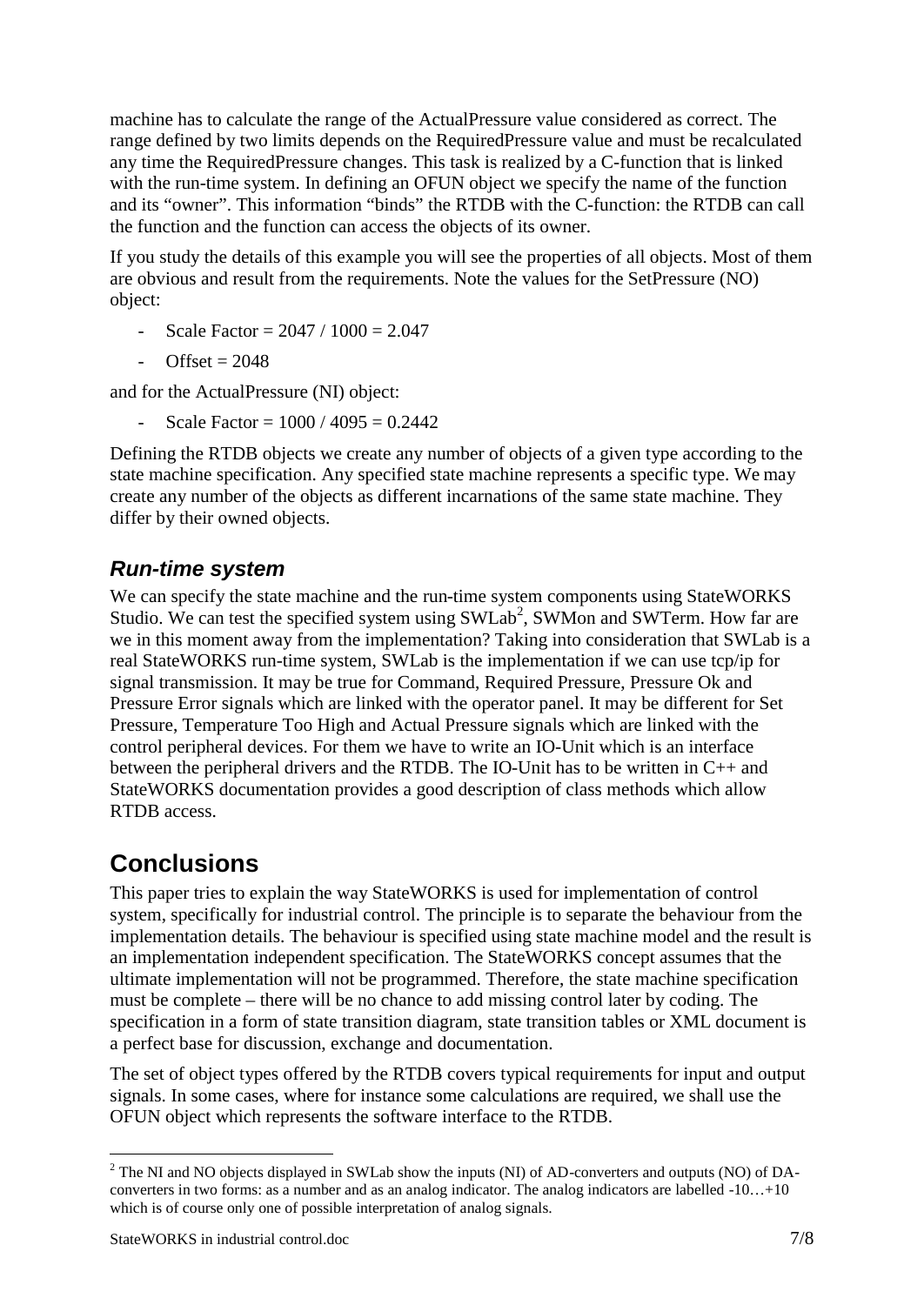machine has to calculate the range of the ActualPressure value considered as correct. The range defined by two limits depends on the RequiredPressure value and must be recalculated any time the RequiredPressure changes. This task is realized by a C-function that is linked with the run-time system. In defining an OFUN object we specify the name of the function and its "owner". This information "binds" the RTDB with the C-function: the RTDB can call the function and the function can access the objects of its owner.

If you study the details of this example you will see the properties of all objects. Most of them are obvious and result from the requirements. Note the values for the SetPressure (NO) object:

- Scale Factor = 2047 / 1000 = 2.047
- Offset = 2048

and for the ActualPressure (NI) object:

- Scale Factor = 1000 / 4095 = 0.2442

Defining the RTDB objects we create any number of objects of a given type according to the state machine specification. Any specified state machine represents a specific type. We may create any number of the objects as different incarnations of the same state machine. They differ by their owned objects.

### *Run-time system*

We can specify the state machine and the run-time system components using StateWORKS Studio. We can test the specified system using SWLab[2], SWMon and SWTerm. How far are we in this moment away from the implementation? Taking into consideration that SWLab is a real StateWORKS run-time system, SWLab is the implementation if we can use tcp/ip for signal transmission. It may be true for Command, Required Pressure, Pressure Ok and Pressure Error signals which are linked with the operator panel. It may be different for Set Pressure, Temperature Too High and Actual Pressure signals which are linked with the control peripheral devices. For them we have to write an IO-Unit which is an interface between the peripheral drivers and the RTDB. The IO-Unit has to be written in C++ and StateWORKS documentation provides a good description of class methods which allow RTDB access.

## Conclusions

This paper tries to explain the way StateWORKS is used for implementation of control system, specifically for industrial control. The principle is to separate the behaviour from the implementation details. The behaviour is specified using state machine model and the result is an implementation independent specification. The StateWORKS concept assumes that the ultimate implementation will not be programmed. Therefore, the state machine specification must be complete – there will be no chance to add missing control later by coding. The specification in a form of state transition diagram, state transition tables or XML document is a perfect base for discussion, exchange and documentation.

The set of object types offered by the RTDB covers typical requirements for input and output signals. In some cases, where for instance some calculations are required, we shall use the OFUN object which represents the software interface to the RTDB.

[2] The NI and NO objects displayed in SWLab show the inputs (NI) of AD-converters and outputs (NO) of DA-converters in two forms: as a number and as an analog indicator. The analog indicators are labelled -10…+10 which is of course only one of possible interpretation of analog signals.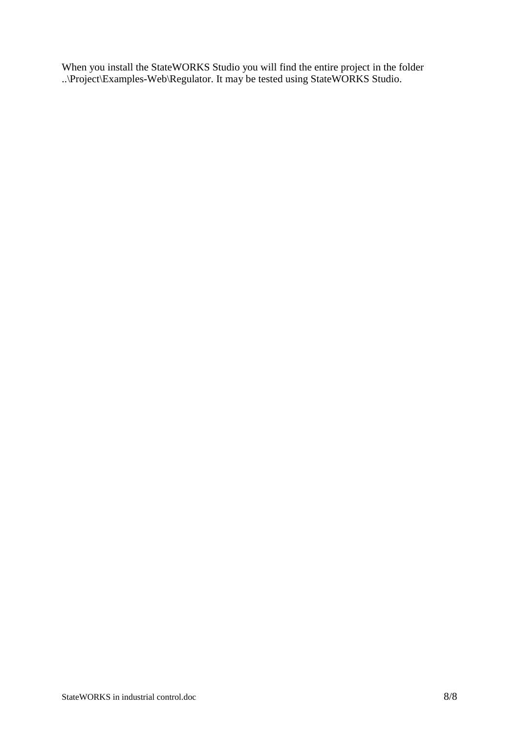When you install the StateWORKS Studio you will find the entire project in the folder ..\Project\Examples-Web\Regulator. It may be tested using StateWORKS Studio.